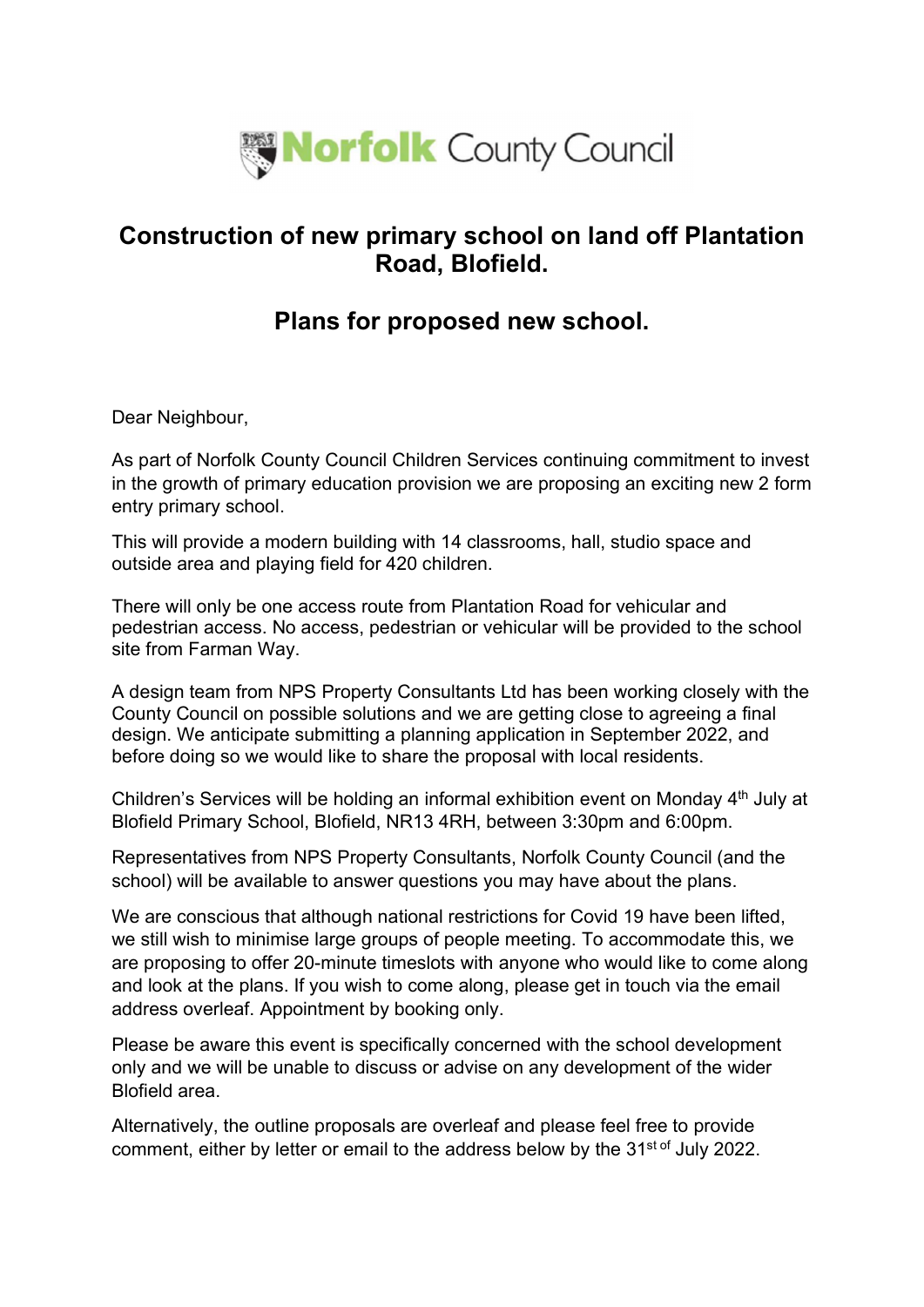Norfolk County Council

# Construction of new primary school on land off Plantation Road, Blofield.

## Plans for proposed new school.

Dear Neighbour,

As part of Norfolk County Council Children Services continuing commitment to invest in the growth of primary education provision we are proposing an exciting new 2 form entry primary school.

This will provide a modern building with 14 classrooms, hall, studio space and outside area and playing field for 420 children.

There will only be one access route from Plantation Road for vehicular and pedestrian access. No access, pedestrian or vehicular will be provided to the school site from Farman Way.

A design team from NPS Property Consultants Ltd has been working closely with the County Council on possible solutions and we are getting close to agreeing a final design. We anticipate submitting a planning application in September 2022, and before doing so we would like to share the proposal with local residents.

Children's Services will be holding an informal exhibition event on Monday 4th July at Blofield Primary School, Blofield, NR13 4RH, between 3:30pm and 6:00pm.

Representatives from NPS Property Consultants, Norfolk County Council (and the school) will be available to answer questions you may have about the plans.

We are conscious that although national restrictions for Covid 19 have been lifted, we still wish to minimise large groups of people meeting. To accommodate this, we are proposing to offer 20-minute timeslots with anyone who would like to come along and look at the plans. If you wish to come along, please get in touch via the email address overleaf. Appointment by booking only.

Please be aware this event is specifically concerned with the school development only and we will be unable to discuss or advise on any development of the wider Blofield area.

Alternatively, the outline proposals are overleaf and please feel free to provide comment, either by letter or email to the address below by the 31st of July 2022.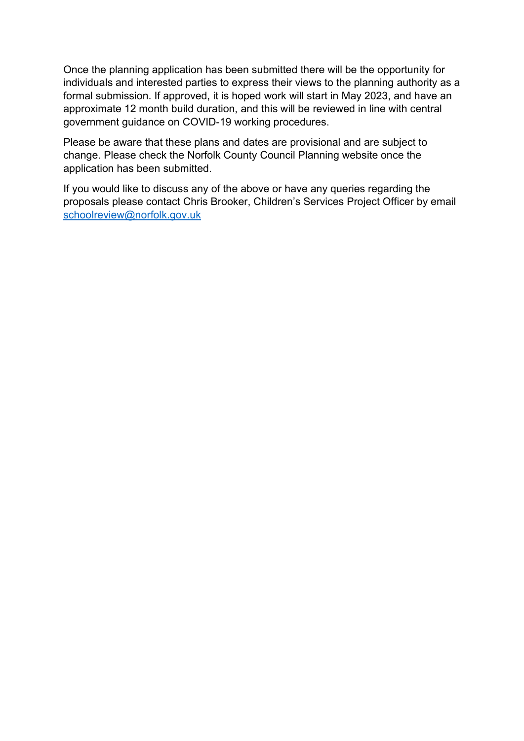Once the planning application has been submitted there will be the opportunity for individuals and interested parties to express their views to the planning authority as a formal submission. If approved, it is hoped work will start in May 2023, and have an approximate 12 month build duration, and this will be reviewed in line with central government guidance on COVID-19 working procedures.

Please be aware that these plans and dates are provisional and are subject to change. Please check the Norfolk County Council Planning website once the application has been submitted.

If you would like to discuss any of the above or have any queries regarding the proposals please contact Chris Brooker, Children's Services Project Officer by email [schoolreview@norfolk.gov.uk](mailto:schoolreview@norfolk.gov.uk)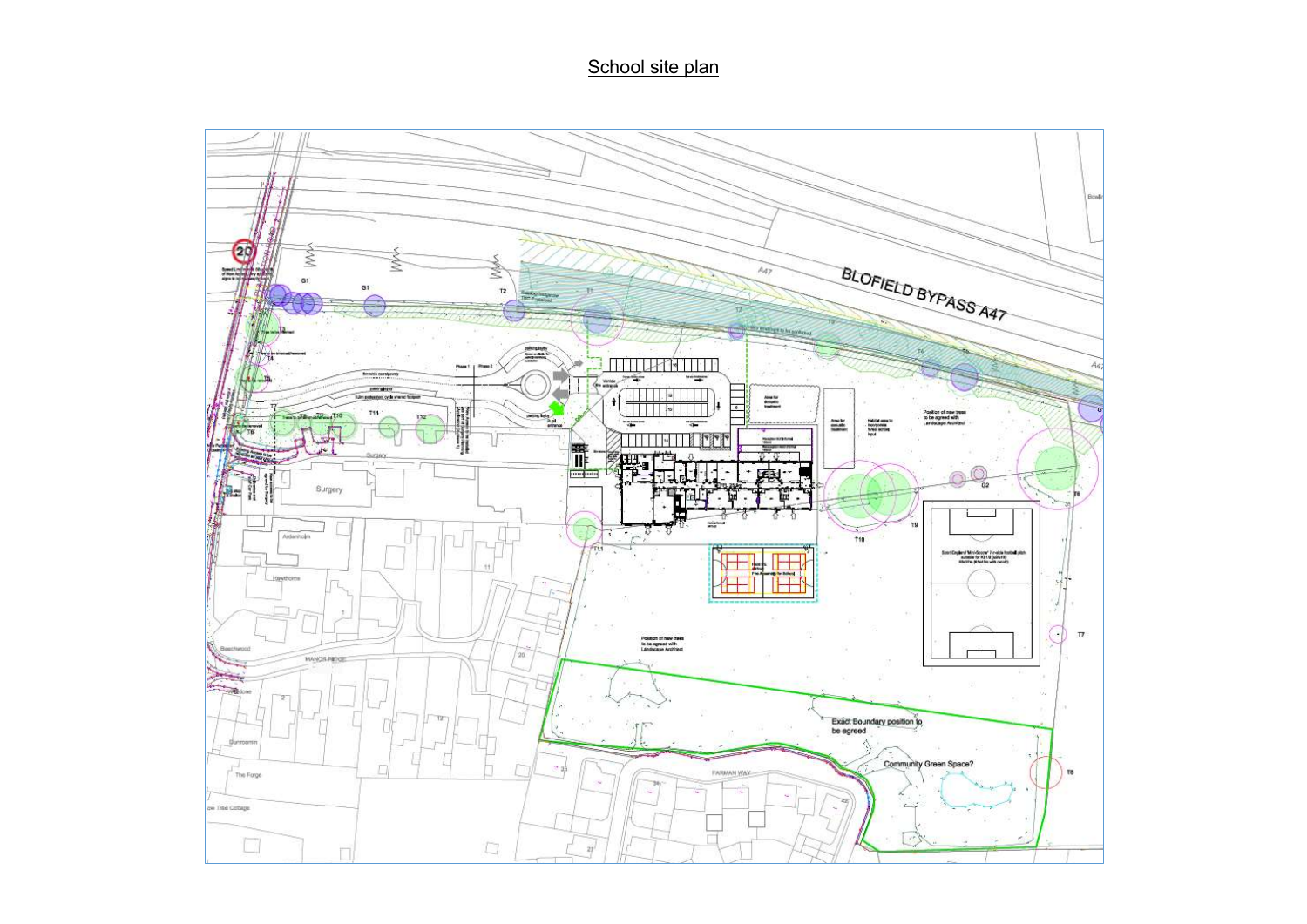# School site plan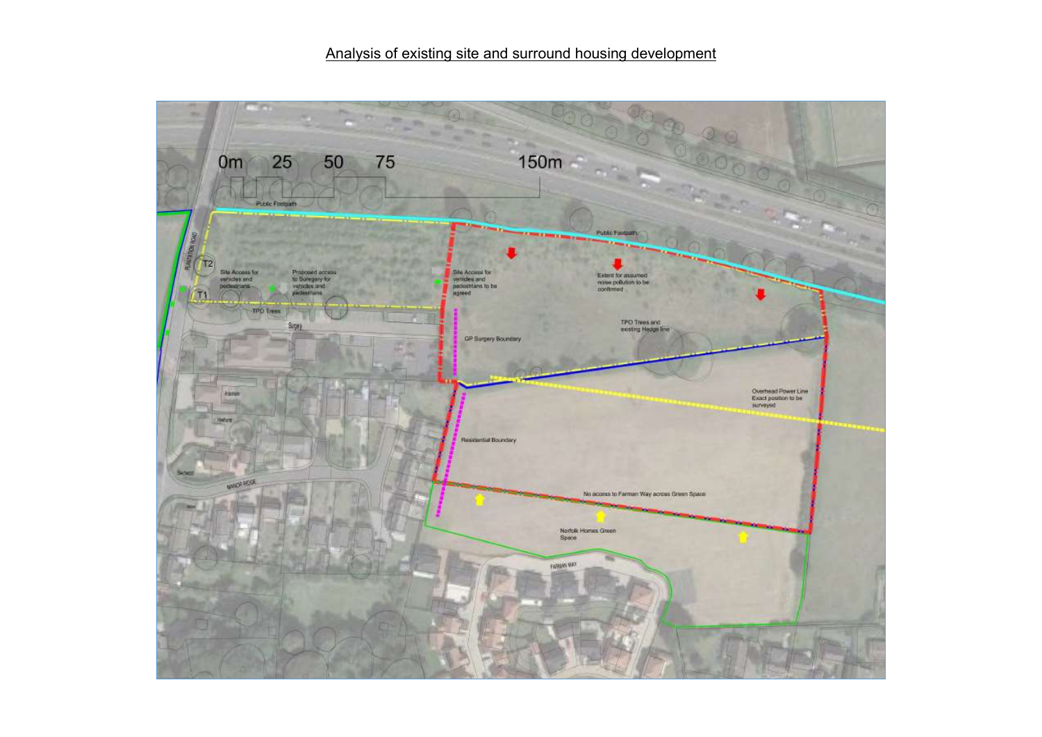Analysis of existing site and surround housing development

0m 25 50 75 150m

Public Footpath

PLANTATION ROAD

T2

T1

Site Access for vehicles and pedestrians

Proposed access to Suregery for vehicles and pedestrians

TPO Trees

Surgery

Site Access for vehicles and pedestrians to be agreed

Public Footpath

Extent for assumed noise pollution to be confirmed

TPO Trees and existing Hedge line

GP Surgery Boundary

Overhead Power Line Exact position to be surveyed

Residential Boundary

MANOR RIDGE

No access to Farman Way across Green Space

Norfolk Homes Green Space

FARMAN WAY